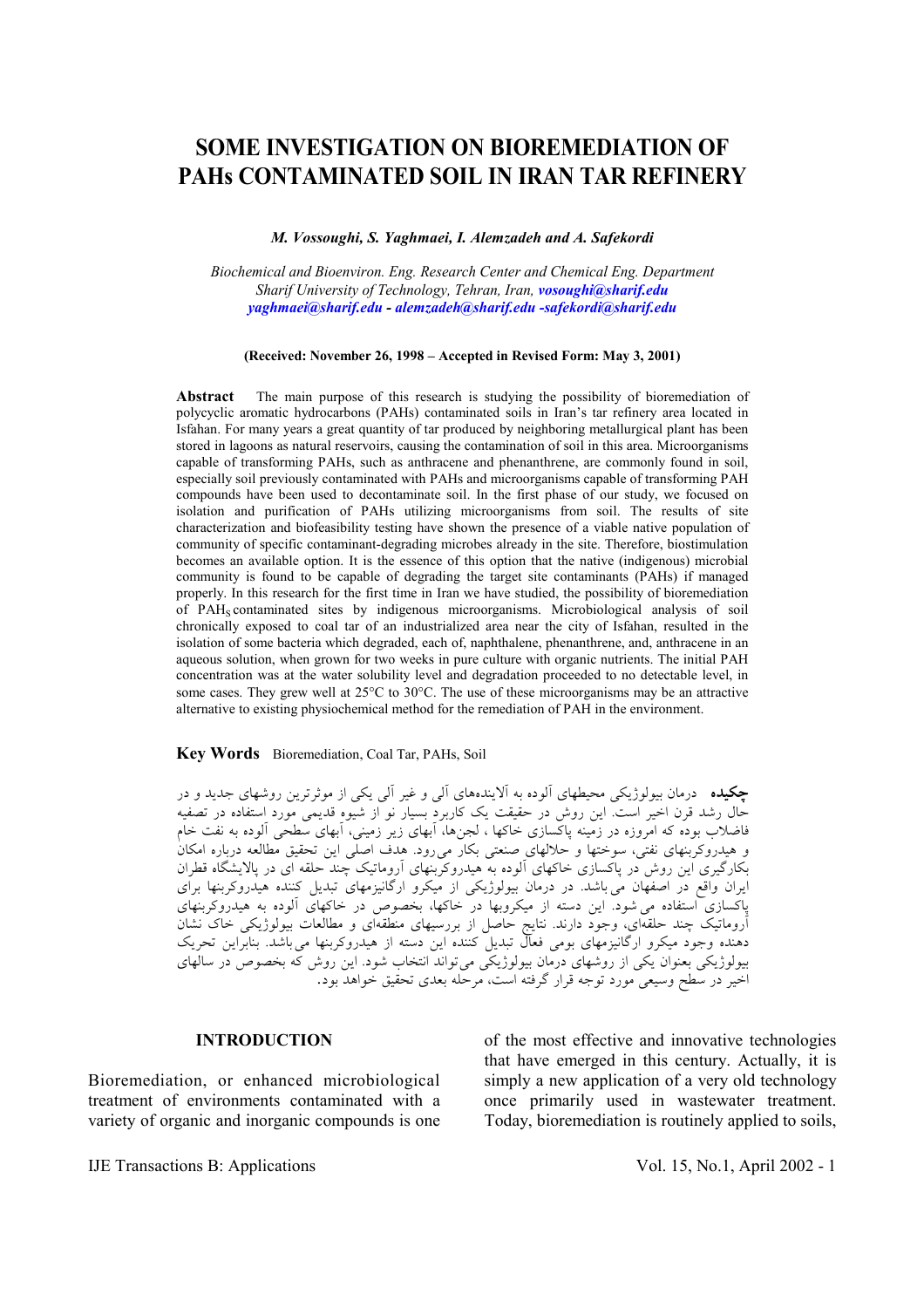# SOME INVESTIGATION ON BIOREMEDIATION OF PAHs CONTAMINATED SOIL IN IRAN TAR REFINERY

***M. Vossoughi, S. Yaghmaei, I. Alemzadeh and A. Safekordi***

*Biochemical and Bioenviron. Eng. Research Center and Chemical Eng. Department*
*Sharif University of Technology, Tehran, Iran, **vosoughi@sharif.edu***
***yaghmaei@sharif.edu** - **alemzadeh@sharif.edu** -**safekordi@sharif.edu***

**(Received: November 26, 1998 – Accepted in Revised Form: May 3, 2001)**

**Abstract** The main purpose of this research is studying the possibility of bioremediation of polycyclic aromatic hydrocarbons (PAHs) contaminated soils in Iran's tar refinery area located in Isfahan. For many years a great quantity of tar produced by neighboring metallurgical plant has been stored in lagoons as natural reservoirs, causing the contamination of soil in this area. Microorganisms capable of transforming PAHs, such as anthracene and phenanthrene, are commonly found in soil, especially soil previously contaminated with PAHs and microorganisms capable of transforming PAH compounds have been used to decontaminate soil. In the first phase of our study, we focused on isolation and purification of PAHs utilizing microorganisms from soil. The results of site characterization and biofeasibility testing have shown the presence of a viable native population of community of specific contaminant-degrading microbes already in the site. Therefore, biostimulation becomes an available option. It is the essence of this option that the native (indigenous) microbial community is found to be capable of degrading the target site contaminants (PAHs) if managed properly. In this research for the first time in Iran we have studied, the possibility of bioremediation of $PAH_S$ contaminated sites by indigenous microorganisms. Microbiological analysis of soil chronically exposed to coal tar of an industrialized area near the city of Isfahan, resulted in the isolation of some bacteria which degraded, each of, naphthalene, phenanthrene, and, anthracene in an aqueous solution, when grown for two weeks in pure culture with organic nutrients. The initial PAH concentration was at the water solubility level and degradation proceeded to no detectable level, in some cases. They grew well at 25°C to 30°C. The use of these microorganisms may be an attractive alternative to existing physiochemical method for the remediation of PAH in the environment.

**Key Words** Bioremediation, Coal Tar, PAHs, Soil

**چکیده** درمان بیولوژیکی محیطهای آلوده به آلاینده‌های آلی و غیر آلی یکی از موثرترین روشهای جدید و در حال رشد قرن اخیر است. این روش در حقیقت یک کاربرد بسیار نو از شیوه قدیمی مورد استفاده در تصفیه فاضلاب بوده که امروزه در زمینه پاکسازی خاکها ، لجن‌ها، آبهای زیر زمینی، آبهای سطحی آلوده به نفت خام و هیدروکربنهای نفتی، سوختها و حلالهای صنعتی بکار می‌رود. هدف اصلی این تحقیق مطالعه درباره امکان بکارگیری این روش در پاکسازی خاکهای آلوده به هیدروکربنهای آروماتیک چند حلقه ای در پالایشگاه قطران ایران واقع در اصفهان می باشد. در درمان بیولوژیکی از میکرو ارگانیزمهای تبدیل کننده هیدروکربنها برای پاکسازی استفاده می شود. این دسته از میکروبها در خاکها، بخصوص در خاکهای آلوده به هیدروکربنهای آروماتیک چند حلقه‌ای، وجود دارند. نتایج حاصل از بررسیهای منطقه‌ای و مطالعات بیولوژیکی خاک نشان دهنده وجود میکرو ارگانیزمهای بومی فعال تبدیل کننده این دسته از هیدروکربنها می‌باشد. بنابراین تحریک بیولوژیکی بعنوان یکی از روشهای درمان بیولوژیکی می‌تواند انتخاب شود. این روش که بخصوص در سالهای اخیر در سطح وسیعی مورد توجه قرار گرفته است، مرحله بعدی تحقیق خواهد بود.

## INTRODUCTION

Bioremediation, or enhanced microbiological treatment of environments contaminated with a variety of organic and inorganic compounds is one of the most effective and innovative technologies that have emerged in this century. Actually, it is simply a new application of a very old technology once primarily used in wastewater treatment. Today, bioremediation is routinely applied to soils,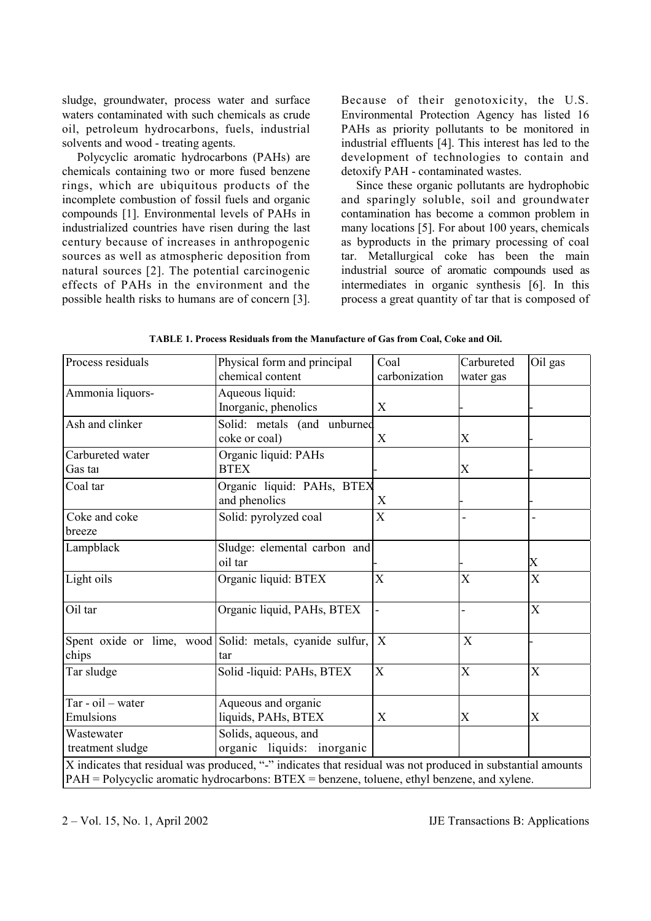sludge, groundwater, process water and surface waters contaminated with such chemicals as crude oil, petroleum hydrocarbons, fuels, industrial solvents and wood - treating agents.

Polycyclic aromatic hydrocarbons (PAHs) are chemicals containing two or more fused benzene rings, which are ubiquitous products of the incomplete combustion of fossil fuels and organic compounds [1]. Environmental levels of PAHs in industrialized countries have risen during the last century because of increases in anthropogenic sources as well as atmospheric deposition from natural sources [2]. The potential carcinogenic effects of PAHs in the environment and the possible health risks to humans are of concern [3]. Because of their genotoxicity, the U.S. Environmental Protection Agency has listed 16 PAHs as priority pollutants to be monitored in industrial effluents [4]. This interest has led to the development of technologies to contain and detoxify PAH - contaminated wastes.

Since these organic pollutants are hydrophobic and sparingly soluble, soil and groundwater contamination has become a common problem in many locations [5]. For about 100 years, chemicals as byproducts in the primary processing of coal tar. Metallurgical coke has been the main industrial source of aromatic compounds used as intermediates in organic synthesis [6]. In this process a great quantity of tar that is composed of

**TABLE 1. Process Residuals from the Manufacture of Gas from Coal, Coke and Oil.**

| Process residuals | Physical form and principal chemical content | Coal carbonization | Carbureted water gas | Oil gas |
|---|---|---|---|---|
| Ammonia liquors- | Aqueous liquid: Inorganic, phenolics | X | - | - |
| Ash and clinker | Solid: metals (and unburned coke or coal) | X | X | - |
| Carbureted water Gas tar | Organic liquid: PAHs BTEX | - | X | - |
| Coal tar | Organic liquid: PAHs, BTEX and phenolics | X | - | - |
| Coke and coke breeze | Solid: pyrolyzed coal | X | - | - |
| Lampblack | Sludge: elemental carbon and oil tar | - | - | X |
| Light oils | Organic liquid: BTEX | X | X | X |
| Oil tar | Organic liquid, PAHs, BTEX | - | - | X |
| Spent oxide or lime, wood chips | Solid: metals, cyanide sulfur, tar | X | X | - |
| Tar sludge | Solid -liquid: PAHs, BTEX | X | X | X |
| Tar - oil – water Emulsions | Aqueous and organic liquids, PAHs, BTEX | X | X | X |
| Wastewater treatment sludge | Solids, aqueous, and organic liquids: inorganic | | | |

X indicates that residual was produced, "-" indicates that residual was not produced in substantial amounts
PAH = Polycyclic aromatic hydrocarbons: BTEX = benzene, toluene, ethyl benzene, and xylene.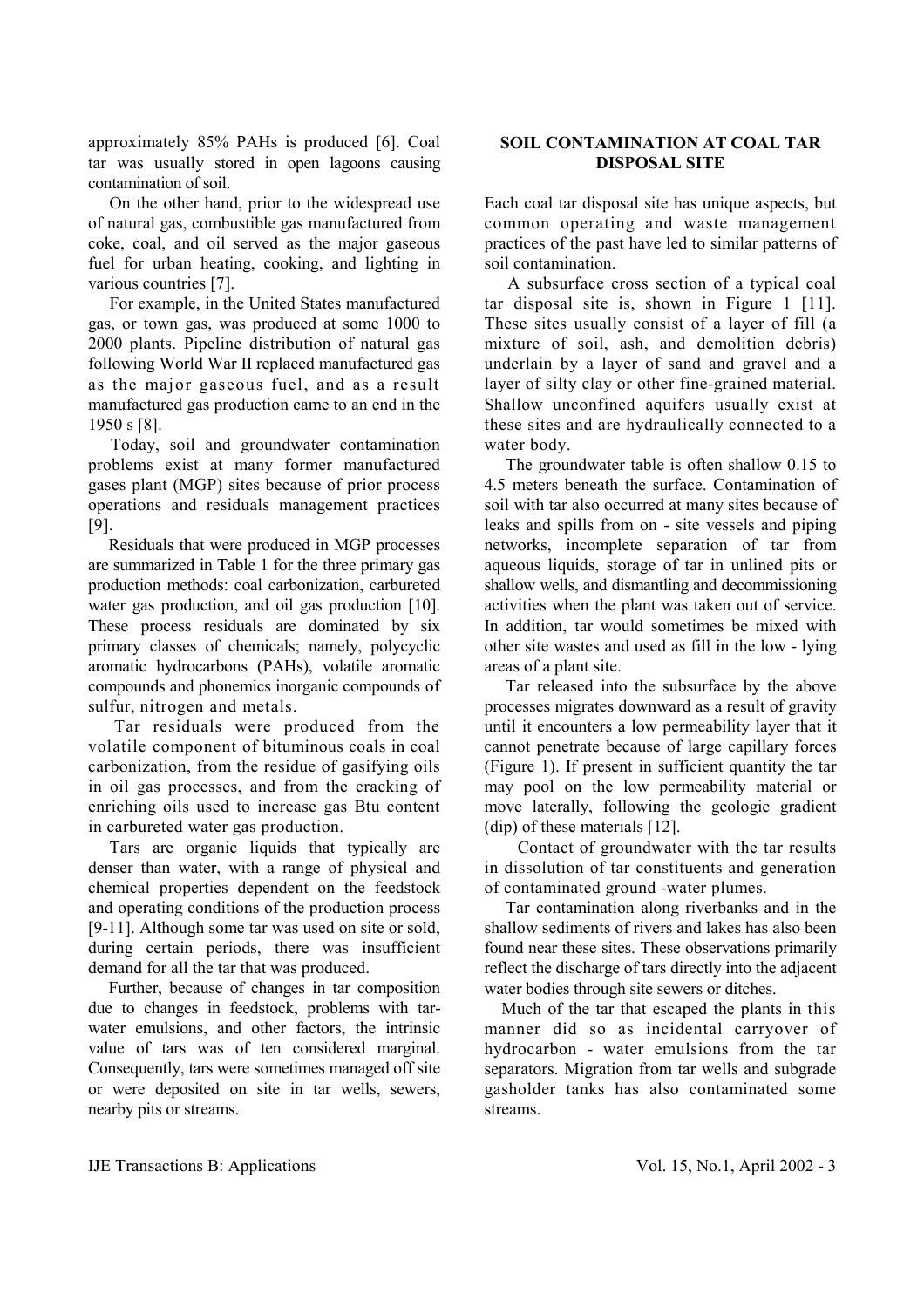approximately 85% PAHs is produced [6]. Coal tar was usually stored in open lagoons causing contamination of soil.

On the other hand, prior to the widespread use of natural gas, combustible gas manufactured from coke, coal, and oil served as the major gaseous fuel for urban heating, cooking, and lighting in various countries [7].

For example, in the United States manufactured gas, or town gas, was produced at some 1000 to 2000 plants. Pipeline distribution of natural gas following World War II replaced manufactured gas as the major gaseous fuel, and as a result manufactured gas production came to an end in the 1950 s [8].

Today, soil and groundwater contamination problems exist at many former manufactured gases plant (MGP) sites because of prior process operations and residuals management practices [9].

Residuals that were produced in MGP processes are summarized in Table 1 for the three primary gas production methods: coal carbonization, carbureted water gas production, and oil gas production [10]. These process residuals are dominated by six primary classes of chemicals; namely, polycyclic aromatic hydrocarbons (PAHs), volatile aromatic compounds and phonemics inorganic compounds of sulfur, nitrogen and metals.

Tar residuals were produced from the volatile component of bituminous coals in coal carbonization, from the residue of gasifying oils in oil gas processes, and from the cracking of enriching oils used to increase gas Btu content in carbureted water gas production.

Tars are organic liquids that typically are denser than water, with a range of physical and chemical properties dependent on the feedstock and operating conditions of the production process [9-11]. Although some tar was used on site or sold, during certain periods, there was insufficient demand for all the tar that was produced.

Further, because of changes in tar composition due to changes in feedstock, problems with tar-water emulsions, and other factors, the intrinsic value of tars was of ten considered marginal. Consequently, tars were sometimes managed off site or were deposited on site in tar wells, sewers, nearby pits or streams.

## SOIL CONTAMINATION AT COAL TAR DISPOSAL SITE

Each coal tar disposal site has unique aspects, but common operating and waste management practices of the past have led to similar patterns of soil contamination.

A subsurface cross section of a typical coal tar disposal site is, shown in Figure 1 [11]. These sites usually consist of a layer of fill (a mixture of soil, ash, and demolition debris) underlain by a layer of sand and gravel and a layer of silty clay or other fine-grained material. Shallow unconfined aquifers usually exist at these sites and are hydraulically connected to a water body.

The groundwater table is often shallow 0.15 to 4.5 meters beneath the surface. Contamination of soil with tar also occurred at many sites because of leaks and spills from on - site vessels and piping networks, incomplete separation of tar from aqueous liquids, storage of tar in unlined pits or shallow wells, and dismantling and decommissioning activities when the plant was taken out of service. In addition, tar would sometimes be mixed with other site wastes and used as fill in the low - lying areas of a plant site.

Tar released into the subsurface by the above processes migrates downward as a result of gravity until it encounters a low permeability layer that it cannot penetrate because of large capillary forces (Figure 1). If present in sufficient quantity the tar may pool on the low permeability material or move laterally, following the geologic gradient (dip) of these materials [12].

Contact of groundwater with the tar results in dissolution of tar constituents and generation of contaminated ground -water plumes.

Tar contamination along riverbanks and in the shallow sediments of rivers and lakes has also been found near these sites. These observations primarily reflect the discharge of tars directly into the adjacent water bodies through site sewers or ditches.

Much of the tar that escaped the plants in this manner did so as incidental carryover of hydrocarbon - water emulsions from the tar separators. Migration from tar wells and subgrade gasholder tanks has also contaminated some streams.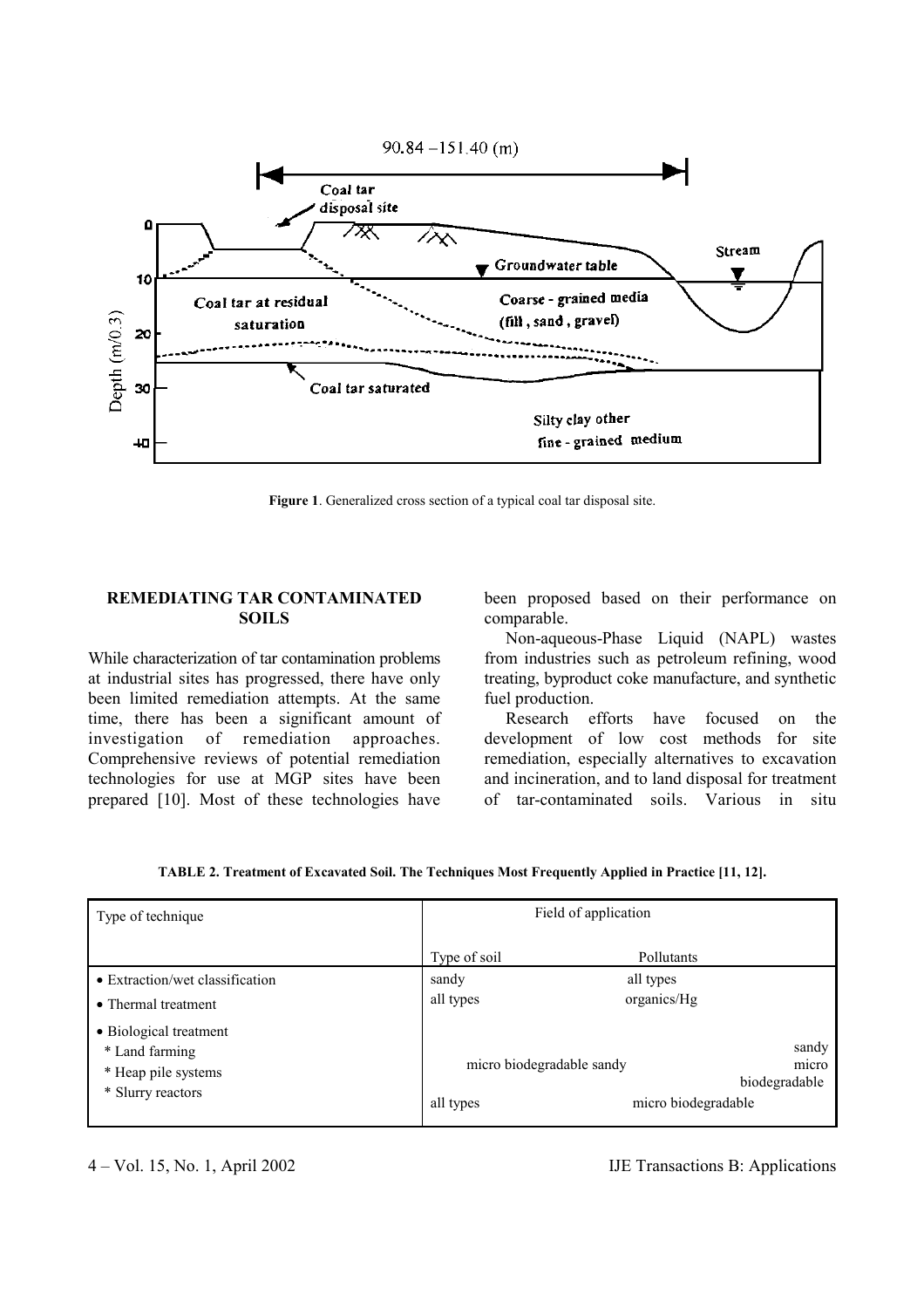**Figure 1**. Generalized cross section of a typical coal tar disposal site.

## REMEDIATING TAR CONTAMINATED SOILS

While characterization of tar contamination problems at industrial sites has progressed, there have only been limited remediation attempts. At the same time, there has been a significant amount of investigation of remediation approaches. Comprehensive reviews of potential remediation technologies for use at MGP sites have been prepared [10]. Most of these technologies have been proposed based on their performance on comparable.

Non-aqueous-Phase Liquid (NAPL) wastes from industries such as petroleum refining, wood treating, byproduct coke manufacture, and synthetic fuel production.

Research efforts have focused on the development of low cost methods for site remediation, especially alternatives to excavation and incineration, and to land disposal for treatment of tar-contaminated soils. Various in situ

**TABLE 2. Treatment of Excavated Soil. The Techniques Most Frequently Applied in Practice [11, 12].**

| Type of technique | Field of application | |
|---|---|---|
| | Type of soil | Pollutants |
| • Extraction/wet classification | sandy | all types |
| • Thermal treatment | all types | organics/Hg |
| • Biological treatment | | |
| * Land farming<br>* Heap pile systems | micro biodegradable sandy | sandy micro biodegradable |
| * Slurry reactors | all types | micro biodegradable |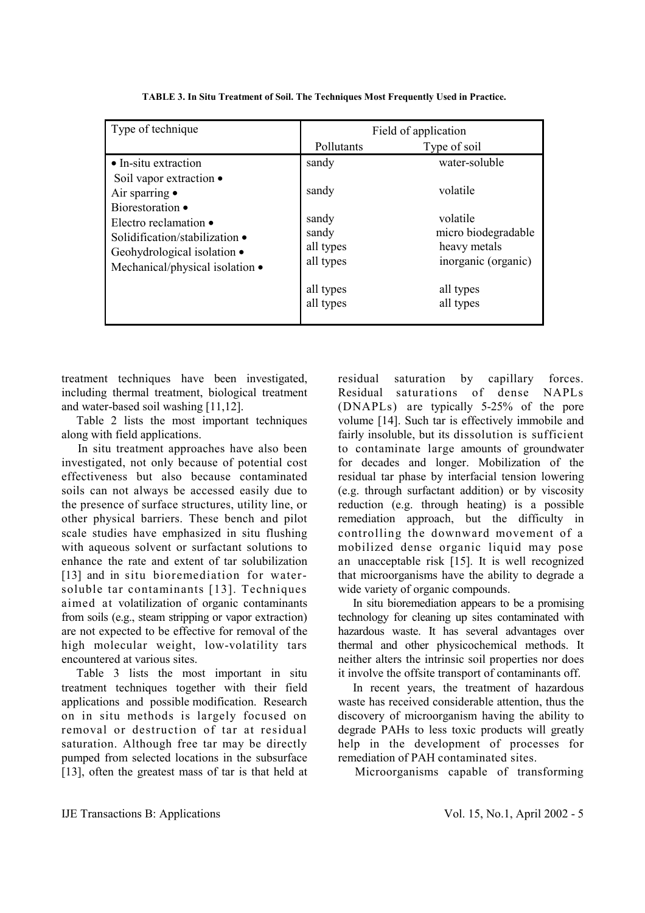**TABLE 3. In Situ Treatment of Soil. The Techniques Most Frequently Used in Practice.**

| Type of technique | Field of application | |
|---|---|---|
| | Pollutants | Type of soil |
| • In-situ extraction | sandy | water-soluble |
| Soil vapor extraction • | sandy | volatile |
| Air sparging • | sandy | volatile |
| Biorestoration • | sandy | micro biodegradable |
| Electro reclamation • | all types | heavy metals |
| Solidification/stabilization • | all types | inorganic (organic) |
| Geohydrological isolation • | all types | all types |
| Mechanical/physical isolation • | all types | all types |

treatment techniques have been investigated, including thermal treatment, biological treatment and water-based soil washing [11,12].

Table 2 lists the most important techniques along with field applications.

In situ treatment approaches have also been investigated, not only because of potential cost effectiveness but also because contaminated soils can not always be accessed easily due to the presence of surface structures, utility line, or other physical barriers. These bench and pilot scale studies have emphasized in situ flushing with aqueous solvent or surfactant solutions to enhance the rate and extent of tar solubilization [13] and in situ bioremediation for water-soluble tar contaminants [13]. Techniques aimed at volatilization of organic contaminants from soils (e.g., steam stripping or vapor extraction) are not expected to be effective for removal of the high molecular weight, low-volatility tars encountered at various sites.

Table 3 lists the most important in situ treatment techniques together with their field applications and possible modification. Research on in situ methods is largely focused on removal or destruction of tar at residual saturation. Although free tar may be directly pumped from selected locations in the subsurface [13], often the greatest mass of tar is that held at residual saturation by capillary forces. Residual saturations of dense NAPLs (DNAPLs) are typically 5-25% of the pore volume [14]. Such tar is effectively immobile and fairly insoluble, but its dissolution is sufficient to contaminate large amounts of groundwater for decades and longer. Mobilization of the residual tar phase by interfacial tension lowering (e.g. through surfactant addition) or by viscosity reduction (e.g. through heating) is a possible remediation approach, but the difficulty in controlling the downward movement of a mobilized dense organic liquid may pose an unacceptable risk [15]. It is well recognized that microorganisms have the ability to degrade a wide variety of organic compounds.

In situ bioremediation appears to be a promising technology for cleaning up sites contaminated with hazardous waste. It has several advantages over thermal and other physicochemical methods. It neither alters the intrinsic soil properties nor does it involve the offsite transport of contaminants off.

In recent years, the treatment of hazardous waste has received considerable attention, thus the discovery of microorganism having the ability to degrade PAHs to less toxic products will greatly help in the development of processes for remediation of PAH contaminated sites.

Microorganisms capable of transforming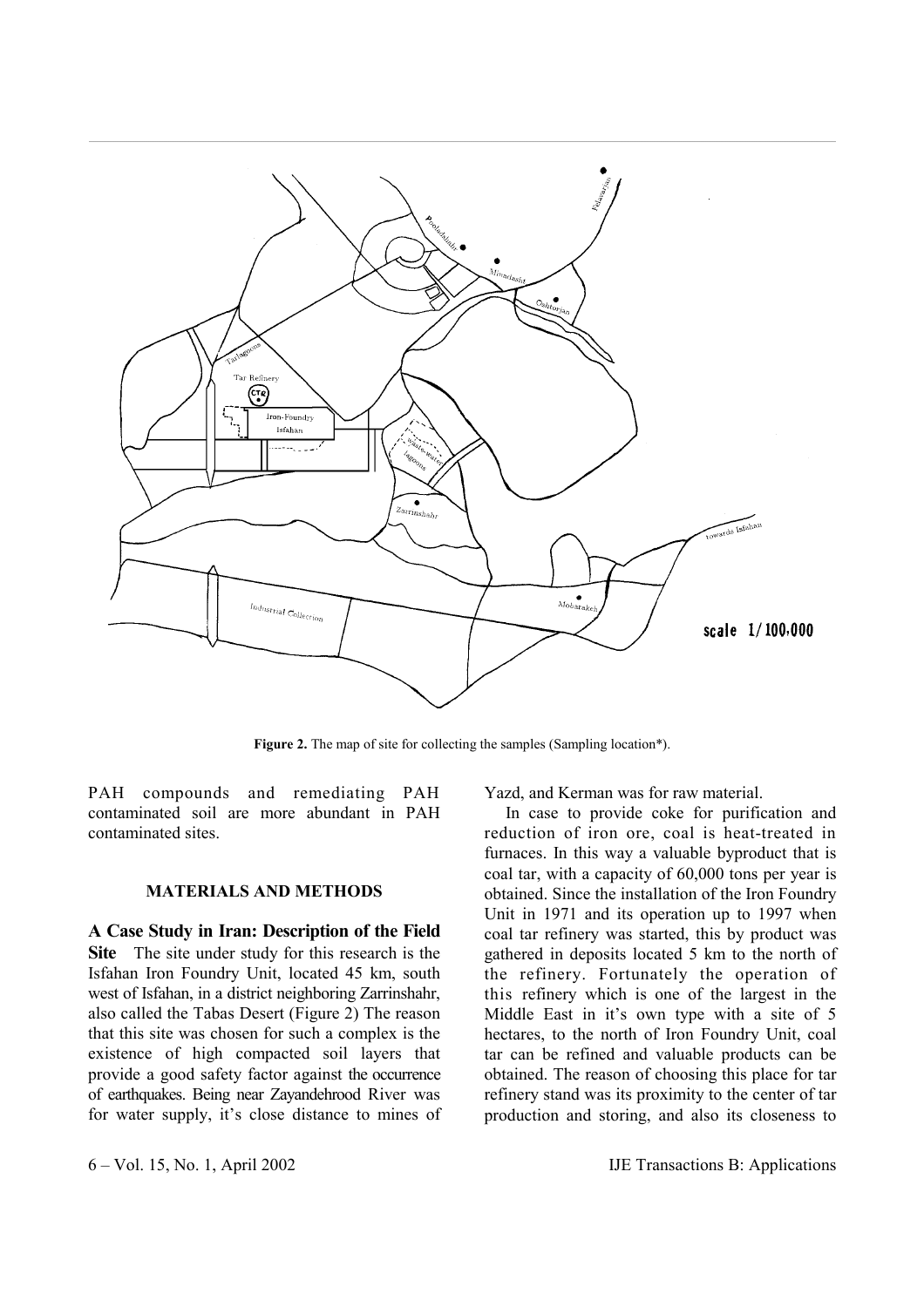**Figure 2.** The map of site for collecting the samples (Sampling location*).

PAH compounds and remediating PAH contaminated soil are more abundant in PAH contaminated sites.

## MATERIALS AND METHODS

**A Case Study in Iran: Description of the Field Site** The site under study for this research is the Isfahan Iron Foundry Unit, located 45 km, south west of Isfahan, in a district neighboring Zarrinshahr, also called the Tabas Desert (Figure 2) The reason that this site was chosen for such a complex is the existence of high compacted soil layers that provide a good safety factor against the occurrence of earthquakes. Being near Zayandehrood River was for water supply, it's close distance to mines of Yazd, and Kerman was for raw material.

In case to provide coke for purification and reduction of iron ore, coal is heat-treated in furnaces. In this way a valuable byproduct that is coal tar, with a capacity of 60,000 tons per year is obtained. Since the installation of the Iron Foundry Unit in 1971 and its operation up to 1997 when coal tar refinery was started, this by product was gathered in deposits located 5 km to the north of the refinery. Fortunately the operation of this refinery which is one of the largest in the Middle East in it's own type with a site of 5 hectares, to the north of Iron Foundry Unit, coal tar can be refined and valuable products can be obtained. The reason of choosing this place for tar refinery stand was its proximity to the center of tar production and storing, and also its closeness to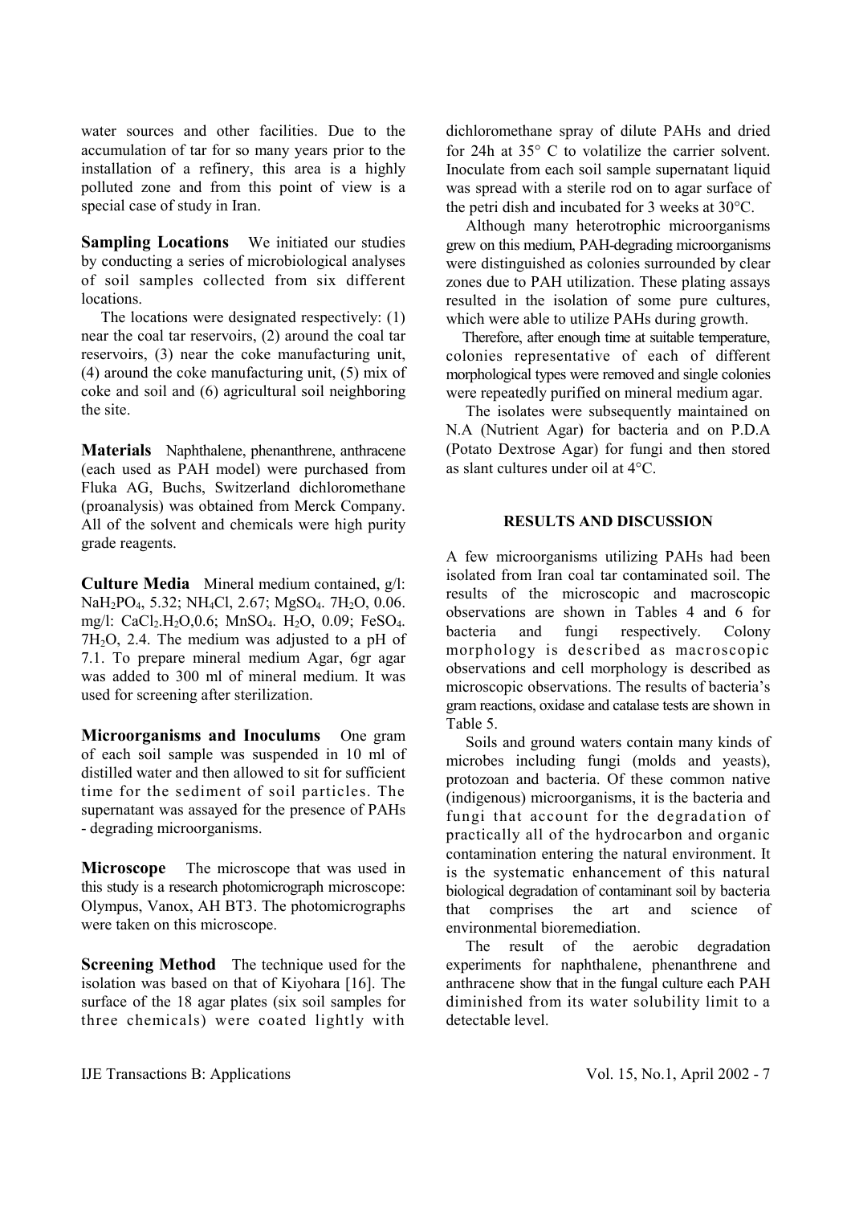water sources and other facilities. Due to the accumulation of tar for so many years prior to the installation of a refinery, this area is a highly polluted zone and from this point of view is a special case of study in Iran.

**Sampling Locations** We initiated our studies by conducting a series of microbiological analyses of soil samples collected from six different locations.

The locations were designated respectively: (1) near the coal tar reservoirs, (2) around the coal tar reservoirs, (3) near the coke manufacturing unit, (4) around the coke manufacturing unit, (5) mix of coke and soil and (6) agricultural soil neighboring the site.

**Materials** Naphthalene, phenanthrene, anthracene (each used as PAH model) were purchased from Fluka AG, Buchs, Switzerland dichloromethane (proanalysis) was obtained from Merck Company. All of the solvent and chemicals were high purity grade reagents.

**Culture Media** Mineral medium contained, g/l: $NaH_2PO_4$, 5.32; $NH_4Cl$, 2.67; $MgSO_4 . 7H_2O$, 0.06. mg/l: $CaCl_2.H_2O$,0.6; $MnSO_4 . H_2O$, 0.09; $FeSO_4 . 7H_2O$, 2.4. The medium was adjusted to a pH of 7.1. To prepare mineral medium Agar, 6gr agar was added to 300 ml of mineral medium. It was used for screening after sterilization.

**Microorganisms and Inoculums** One gram of each soil sample was suspended in 10 ml of distilled water and then allowed to sit for sufficient time for the sediment of soil particles. The supernatant was assayed for the presence of PAHs - degrading microorganisms.

**Microscope** The microscope that was used in this study is a research photomicrograph microscope: Olympus, Vanox, AH BT3. The photomicrographs were taken on this microscope.

**Screening Method** The technique used for the isolation was based on that of Kiyohara [16]. The surface of the 18 agar plates (six soil samples for three chemicals) were coated lightly with dichloromethane spray of dilute PAHs and dried for 24h at 35° C to volatilize the carrier solvent. Inoculate from each soil sample supernatant liquid was spread with a sterile rod on to agar surface of the petri dish and incubated for 3 weeks at 30°C.

Although many heterotrophic microorganisms grew on this medium, PAH-degrading microorganisms were distinguished as colonies surrounded by clear zones due to PAH utilization. These plating assays resulted in the isolation of some pure cultures, which were able to utilize PAHs during growth.

Therefore, after enough time at suitable temperature, colonies representative of each of different morphological types were removed and single colonies were repeatedly purified on mineral medium agar.

The isolates were subsequently maintained on N.A (Nutrient Agar) for bacteria and on P.D.A (Potato Dextrose Agar) for fungi and then stored as slant cultures under oil at 4°C.

## RESULTS AND DISCUSSION

A few microorganisms utilizing PAHs had been isolated from Iran coal tar contaminated soil. The results of the microscopic and macroscopic observations are shown in Tables 4 and 6 for bacteria and fungi respectively. Colony morphology is described as macroscopic observations and cell morphology is described as microscopic observations. The results of bacteria's gram reactions, oxidase and catalase tests are shown in Table 5.

Soils and ground waters contain many kinds of microbes including fungi (molds and yeasts), protozoan and bacteria. Of these common native (indigenous) microorganisms, it is the bacteria and fungi that account for the degradation of practically all of the hydrocarbon and organic contamination entering the natural environment. It is the systematic enhancement of this natural biological degradation of contaminant soil by bacteria that comprises the art and science of environmental bioremediation.

The result of the aerobic degradation experiments for naphthalene, phenanthrene and anthracene show that in the fungal culture each PAH diminished from its water solubility limit to a detectable level.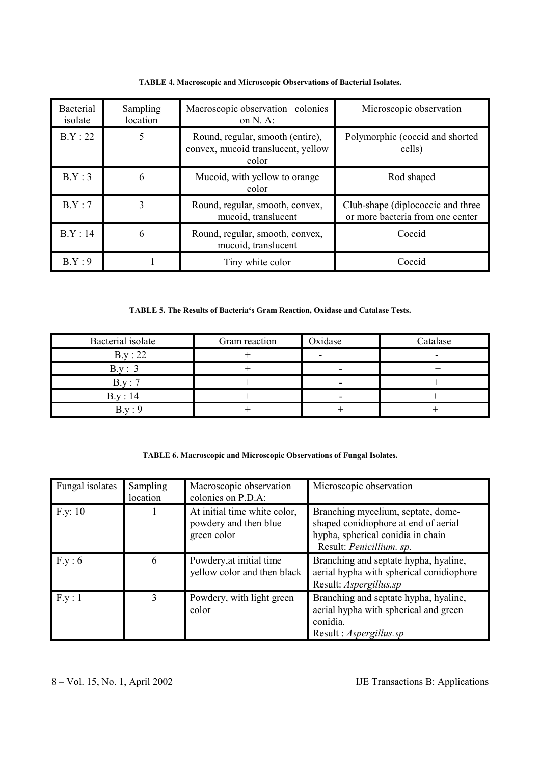**TABLE 4. Macroscopic and Microscopic Observations of Bacterial Isolates.**

| Bacterial isolate | Sampling location | Macroscopic observation colonies on N. A: | Microscopic observation |
|---|---|---|---|
| B.Y : 22 | 5 | Round, regular, smooth (entire), convex, mucoid translucent, yellow color | Polymorphic (coccid and shorted cells) |
| B.Y : 3 | 6 | Mucoid, with yellow to orange color | Rod shaped |
| B.Y : 7 | 3 | Round, regular, smooth, convex, mucoid, translucent | Club-shape (diplococcic and three or more bacteria from one center |
| B.Y : 14 | 6 | Round, regular, smooth, convex, mucoid, translucent | Coccid |
| B.Y : 9 | 1 | Tiny white color | Coccid |

**TABLE 5. The Results of Bacteria's Gram Reaction, Oxidase and Catalase Tests.**

| Bacterial isolate | Gram reaction | Oxidase | Catalase |
|---|---|---|---|
| B.y : 22 | + | - | - |
| B.y : 3 | + | - | + |
| B.y : 7 | + | - | + |
| B.y : 14 | + | - | + |
| B.y : 9 | + | + | + |

**TABLE 6. Macroscopic and Microscopic Observations of Fungal Isolates.**

| Fungal isolates | Sampling location | Macroscopic observation colonies on P.D.A: | Microscopic observation |
|---|---|---|---|
| F.y: 10 | 1 | At initial time white color, powdery and then blue green color | Branching mycelium, septate, dome-shaped conidiophore at end of aerial hypha, spherical conidia in chain Result: *Penicillium. sp.* |
| F.y : 6 | 6 | Powdery,at initial time yellow color and then black | Branching and septate hypha, hyaline, aerial hypha with spherical conidiophore Result: *Aspergillus.sp* |
| F.y : 1 | 3 | Powdery, with light green color | Branching and septate hypha, hyaline, aerial hypha with spherical and green conidia. Result : *Aspergillus.sp* |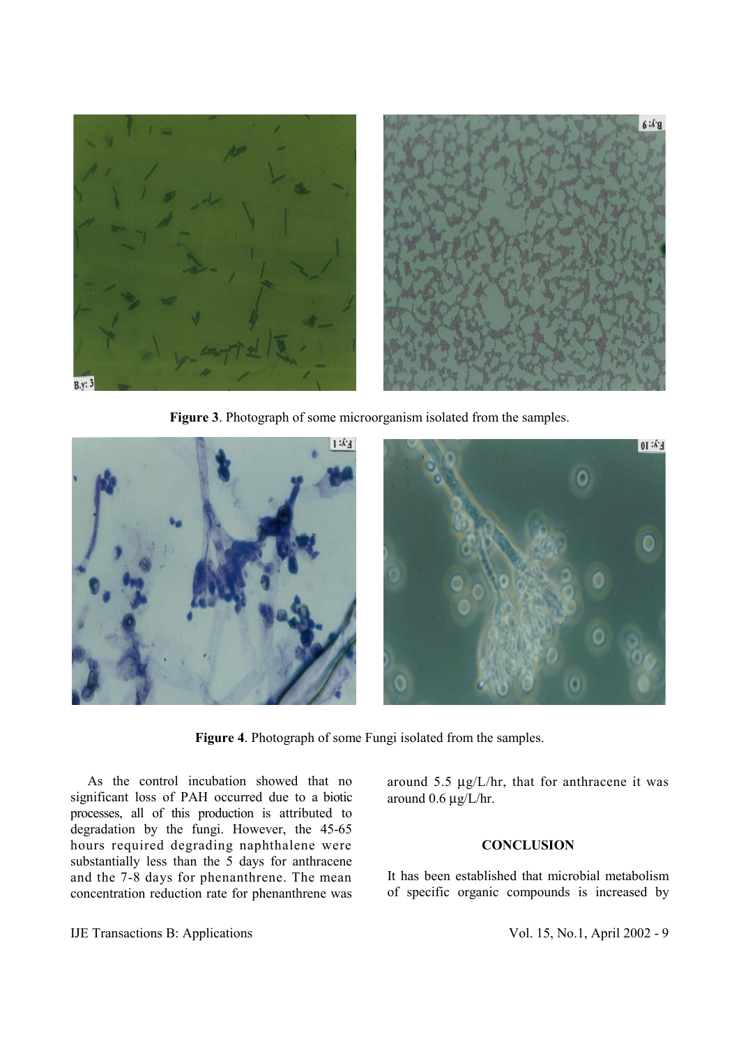Figure 3. Photograph of some microorganism isolated from the samples.

Figure 4. Photograph of some Fungi isolated from the samples.

As the control incubation showed that no significant loss of PAH occurred due to a biotic processes, all of this production is attributed to degradation by the fungi. However, the 45-65 hours required degrading naphthalene were substantially less than the 5 days for anthracene and the 7-8 days for phenanthrene. The mean concentration reduction rate for phenanthrene was around 5.5 µg/L/hr, that for anthracene it was around 0.6 µg/L/hr.

## CONCLUSION

It has been established that microbial metabolism of specific organic compounds is increased by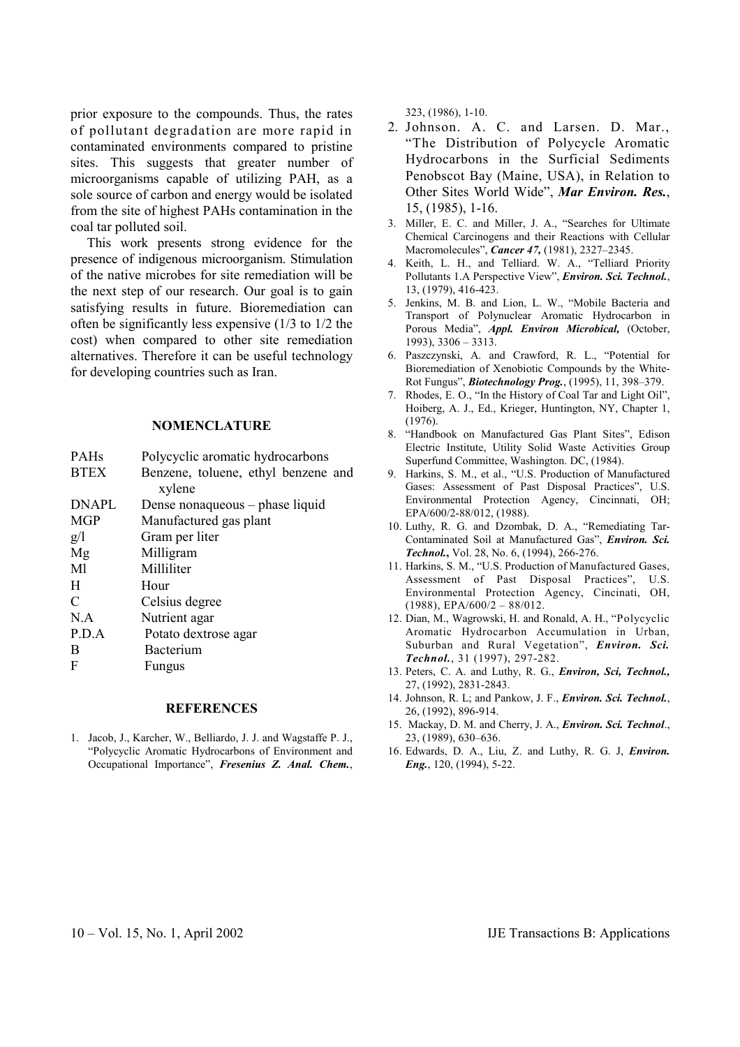prior exposure to the compounds. Thus, the rates of pollutant degradation are more rapid in contaminated environments compared to pristine sites. This suggests that greater number of microorganisms capable of utilizing PAH, as a sole source of carbon and energy would be isolated from the site of highest PAHs contamination in the coal tar polluted soil.

This work presents strong evidence for the presence of indigenous microorganism. Stimulation of the native microbes for site remediation will be the next step of our research. Our goal is to gain satisfying results in future. Bioremediation can often be significantly less expensive (1/3 to 1/2 the cost) when compared to other site remediation alternatives. Therefore it can be useful technology for developing countries such as Iran.

## NOMENCLATURE

| | |
|---|---|
| PAHs | Polycyclic aromatic hydrocarbons |
| BTEX | Benzene, toluene, ethyl benzene and xylene |
| DNAPL | Dense nonaqueous – phase liquid |
| MGP | Manufactured gas plant |
| g/l | Gram per liter |
| Mg | Milligram |
| Ml | Milliliter |
| H | Hour |
| C | Celsius degree |
| N.A | Nutrient agar |
| P.D.A | Potato dextrose agar |
| B | Bacterium |
| F | Fungus |

## REFERENCES

1. Jacob, J., Karcher, W., Belliardo, J. J. and Wagstaffe P. J., "Polycyclic Aromatic Hydrocarbons of Environment and Occupational Importance", ***Fresenius Z. Anal. Chem.***, 323, (1986), 1-10.
2. Johnson. A. C. and Larsen. D. Mar., "The Distribution of Polycycle Aromatic Hydrocarbons in the Surficial Sediments Penobscot Bay (Maine, USA), in Relation to Other Sites World Wide", ***Mar Environ. Res.***, 15, (1985), 1-16.
3. Miller, E. C. and Miller, J. A., "Searches for Ultimate Chemical Carcinogens and their Reactions with Cellular Macromolecules", ***Cancer 47,*** (1981), 2327–2345.
4. Keith, L. H., and Telliard. W. A., "Telliard Priority Pollutants 1.A Perspective View", ***Environ. Sci. Technol.***, 13, (1979), 416-423.
5. Jenkins, M. B. and Lion, L. W., "Mobile Bacteria and Transport of Polynuclear Aromatic Hydrocarbon in Porous Media", ***Appl. Environ Microbical,*** (October, 1993), 3306 – 3313.
6. Paszczynski, A. and Crawford, R. L., "Potential for Bioremediation of Xenobiotic Compounds by the White-Rot Fungus", ***Biotechnology Prog.***, (1995), 11, 398–379.
7. Rhodes, E. O., "In the History of Coal Tar and Light Oil", Hoiberg, A. J., Ed., Krieger, Huntington, NY, Chapter 1, (1976).
8. "Handbook on Manufactured Gas Plant Sites", Edison Electric Institute, Utility Solid Waste Activities Group Superfund Committee, Washington. DC, (1984).
9. Harkins, S. M., et al., "U.S. Production of Manufactured Gases: Assessment of Past Disposal Practices", U.S. Environmental Protection Agency, Cincinnati, OH; EPA/600/2-88/012, (1988).
10. Luthy, R. G. and Dzombak, D. A., "Remediating Tar-Contaminated Soil at Manufactured Gas", ***Environ. Sci. Technol.***, Vol. 28, No. 6, (1994), 266-276.
11. Harkins, S. M., "U.S. Production of Manufactured Gases, Assessment of Past Disposal Practices", U.S. Environmental Protection Agency, Cincinati, OH, (1988), EPA/600/2 – 88/012.
12. Dian, M., Wagrowski, H. and Ronald, A. H., "Polycyclic Aromatic Hydrocarbon Accumulation in Urban, Suburban and Rural Vegetation", ***Environ. Sci. Technol.***, 31 (1997), 297-282.
13. Peters, C. A. and Luthy, R. G., ***Environ, Sci, Technol.,*** 27, (1992), 2831-2843.
14. Johnson, R. L; and Pankow, J. F., ***Environ. Sci. Technol.***, 26, (1992), 896-914.
15. Mackay, D. M. and Cherry, J. A., ***Environ. Sci. Technol***., 23, (1989), 630–636.
16. Edwards, D. A., Liu, Z. and Luthy, R. G. J, ***Environ. Eng.***, 120, (1994), 5-22.